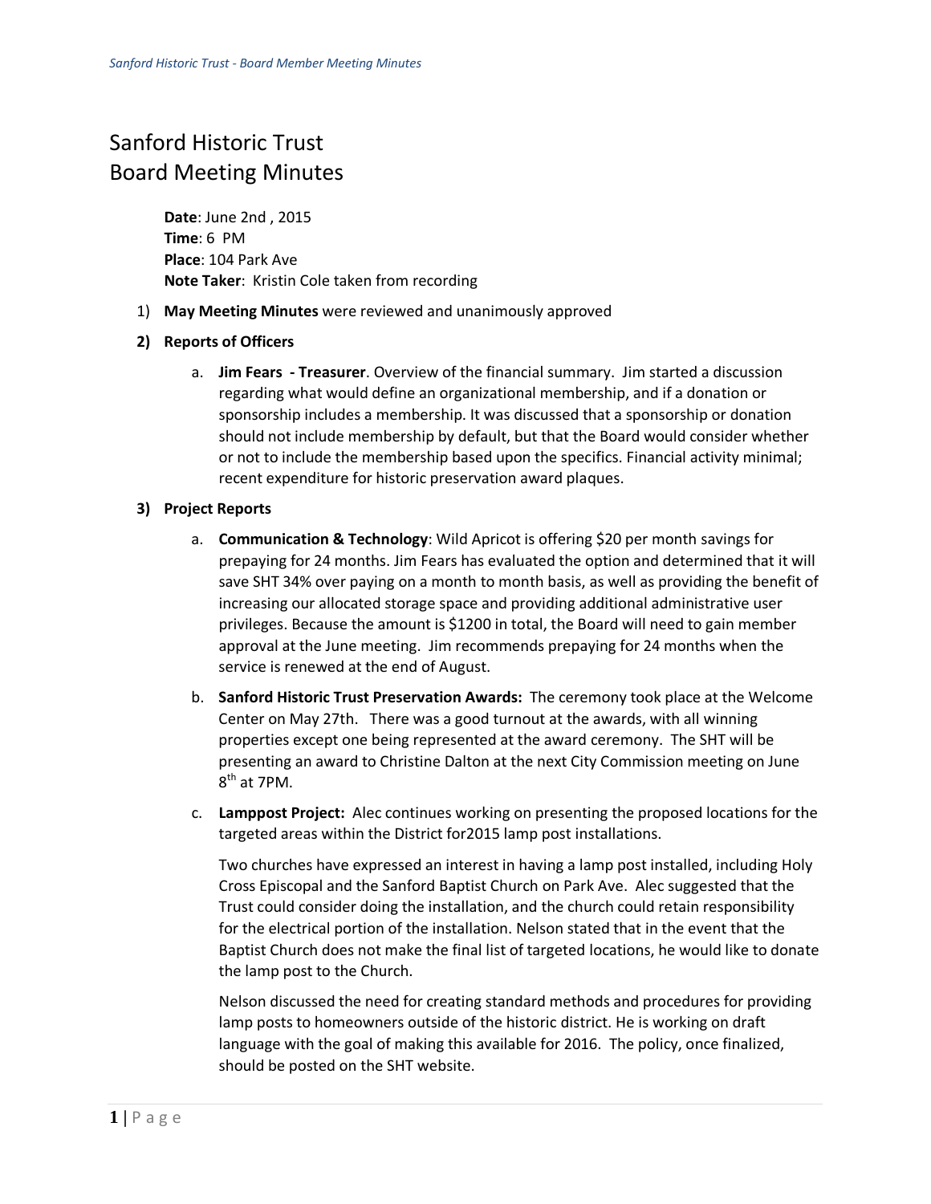# Sanford Historic Trust
# Board Meeting Minutes

**Date**: June 2nd , 2015
**Time**: 6 PM
**Place**: 104 Park Ave
**Note Taker**: Kristin Cole taken from recording

1) **May Meeting Minutes** were reviewed and unanimously approved

2) **Reports of Officers**

   a. **Jim Fears - Treasurer**. Overview of the financial summary. Jim started a discussion regarding what would define an organizational membership, and if a donation or sponsorship includes a membership. It was discussed that a sponsorship or donation should not include membership by default, but that the Board would consider whether or not to include the membership based upon the specifics. Financial activity minimal; recent expenditure for historic preservation award plaques.

3) **Project Reports**

   a. **Communication & Technology**: Wild Apricot is offering $20 per month savings for prepaying for 24 months. Jim Fears has evaluated the option and determined that it will save SHT 34% over paying on a month to month basis, as well as providing the benefit of increasing our allocated storage space and providing additional administrative user privileges. Because the amount is $1200 in total, the Board will need to gain member approval at the June meeting. Jim recommends prepaying for 24 months when the service is renewed at the end of August.

   b. **Sanford Historic Trust Preservation Awards:** The ceremony took place at the Welcome Center on May 27th. There was a good turnout at the awards, with all winning properties except one being represented at the award ceremony. The SHT will be presenting an award to Christine Dalton at the next City Commission meeting on June 8th at 7PM.

   c. **Lamppost Project:** Alec continues working on presenting the proposed locations for the targeted areas within the District for2015 lamp post installations.

   Two churches have expressed an interest in having a lamp post installed, including Holy Cross Episcopal and the Sanford Baptist Church on Park Ave. Alec suggested that the Trust could consider doing the installation, and the church could retain responsibility for the electrical portion of the installation. Nelson stated that in the event that the Baptist Church does not make the final list of targeted locations, he would like to donate the lamp post to the Church.

   Nelson discussed the need for creating standard methods and procedures for providing lamp posts to homeowners outside of the historic district. He is working on draft language with the goal of making this available for 2016. The policy, once finalized, should be posted on the SHT website.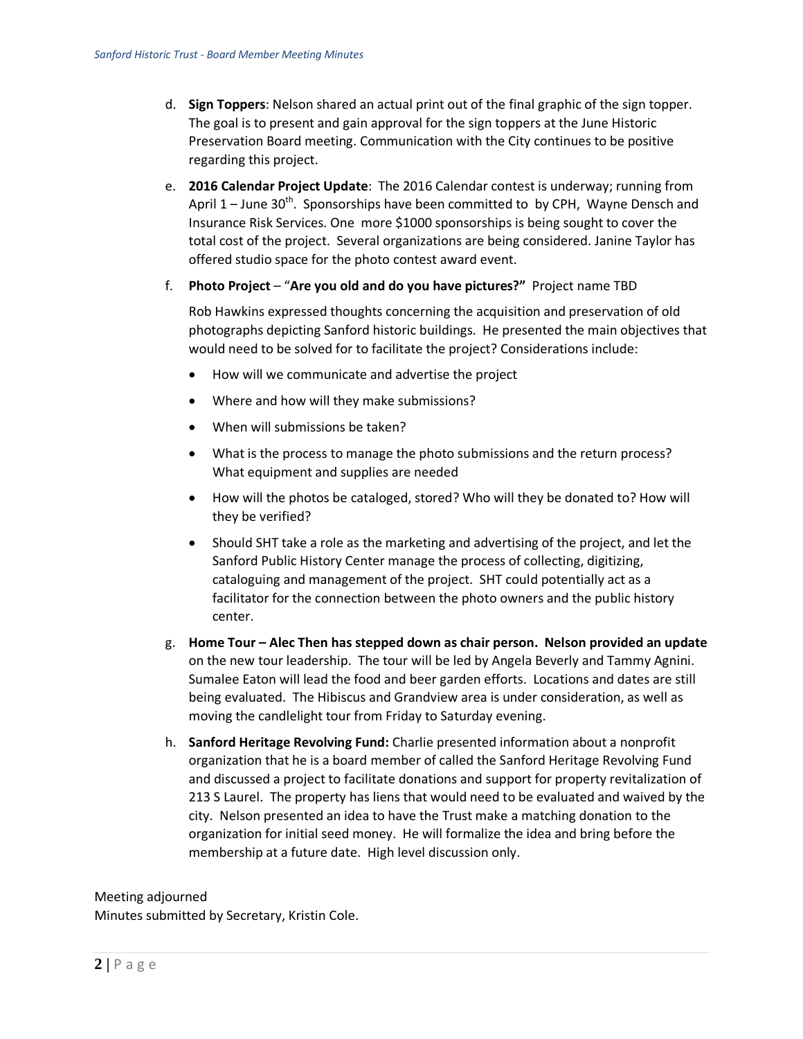d. **Sign Toppers**: Nelson shared an actual print out of the final graphic of the sign topper. The goal is to present and gain approval for the sign toppers at the June Historic Preservation Board meeting. Communication with the City continues to be positive regarding this project.

e. **2016 Calendar Project Update**: The 2016 Calendar contest is underway; running from April 1 – June 30th. Sponsorships have been committed to by CPH, Wayne Densch and Insurance Risk Services. One more $1000 sponsorships is being sought to cover the total cost of the project. Several organizations are being considered. Janine Taylor has offered studio space for the photo contest award event.

f. **Photo Project** – "**Are you old and do you have pictures?"** Project name TBD

   Rob Hawkins expressed thoughts concerning the acquisition and preservation of old photographs depicting Sanford historic buildings. He presented the main objectives that would need to be solved for to facilitate the project? Considerations include:

   - How will we communicate and advertise the project
   - Where and how will they make submissions?
   - When will submissions be taken?
   - What is the process to manage the photo submissions and the return process? What equipment and supplies are needed
   - How will the photos be cataloged, stored? Who will they be donated to? How will they be verified?
   - Should SHT take a role as the marketing and advertising of the project, and let the Sanford Public History Center manage the process of collecting, digitizing, cataloguing and management of the project. SHT could potentially act as a facilitator for the connection between the photo owners and the public history center.

g. **Home Tour – Alec Then has stepped down as chair person. Nelson provided an update** on the new tour leadership. The tour will be led by Angela Beverly and Tammy Agnini. Sumalee Eaton will lead the food and beer garden efforts. Locations and dates are still being evaluated. The Hibiscus and Grandview area is under consideration, as well as moving the candlelight tour from Friday to Saturday evening.

h. **Sanford Heritage Revolving Fund:** Charlie presented information about a nonprofit organization that he is a board member of called the Sanford Heritage Revolving Fund and discussed a project to facilitate donations and support for property revitalization of 213 S Laurel. The property has liens that would need to be evaluated and waived by the city. Nelson presented an idea to have the Trust make a matching donation to the organization for initial seed money. He will formalize the idea and bring before the membership at a future date. High level discussion only.

Meeting adjourned
Minutes submitted by Secretary, Kristin Cole.